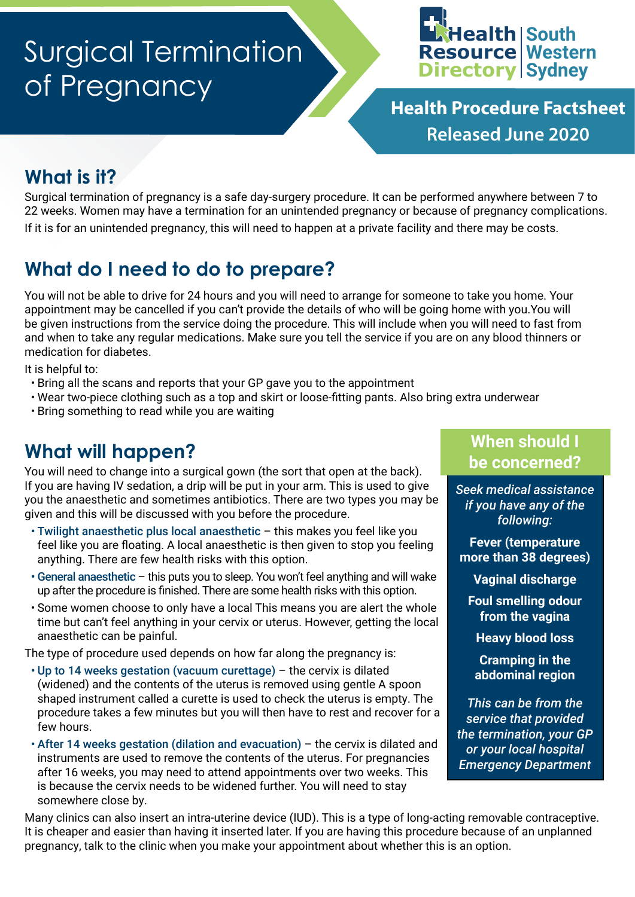# Surgical Termination of Pregnancy

Health Resource Directory | South Western Sydney

**Health Procedure Factsheet Released June 2020**

## What is it?

Surgical termination of pregnancy is a safe day-surgery procedure. It can be performed anywhere between 7 to 22 weeks. Women may have a termination for an unintended pregnancy or because of pregnancy complications.

If it is for an unintended pregnancy, this will need to happen at a private facility and there may be costs.

## What do I need to do to prepare?

You will not be able to drive for 24 hours and you will need to arrange for someone to take you home. Your appointment may be cancelled if you can't provide the details of who will be going home with you.You will be given instructions from the service doing the procedure. This will include when you will need to fast from and when to take any regular medications. Make sure you tell the service if you are on any blood thinners or medication for diabetes.

It is helpful to:

- Bring all the scans and reports that your GP gave you to the appointment
- Wear two-piece clothing such as a top and skirt or loose-fitting pants. Also bring extra underwear
- Bring something to read while you are waiting

## What will happen?

You will need to change into a surgical gown (the sort that open at the back). If you are having IV sedation, a drip will be put in your arm. This is used to give you the anaesthetic and sometimes antibiotics. There are two types you may be given and this will be discussed with you before the procedure.

- **Twilight anaesthetic plus local anaesthetic** – this makes you feel like you feel like you are floating. A local anaesthetic is then given to stop you feeling anything. There are few health risks with this option.
- **General anaesthetic** – this puts you to sleep. You won't feel anything and will wake up after the procedure is finished. There are some health risks with this option.
- Some women choose to only have a local This means you are alert the whole time but can't feel anything in your cervix or uterus. However, getting the local anaesthetic can be painful.

The type of procedure used depends on how far along the pregnancy is:

- **Up to 14 weeks gestation (vacuum curettage)** – the cervix is dilated (widened) and the contents of the uterus is removed using gentle A spoon shaped instrument called a curette is used to check the uterus is empty. The procedure takes a few minutes but you will then have to rest and recover for a few hours.
- **After 14 weeks gestation (dilation and evacuation)** – the cervix is dilated and instruments are used to remove the contents of the uterus. For pregnancies after 16 weeks, you may need to attend appointments over two weeks. This is because the cervix needs to be widened further. You will need to stay somewhere close by.

Many clinics can also insert an intra-uterine device (IUD). This is a type of long-acting removable contraceptive. It is cheaper and easier than having it inserted later. If you are having this procedure because of an unplanned pregnancy, talk to the clinic when you make your appointment about whether this is an option.

## When should I be concerned?

*Seek medical assistance if you have any of the following:*

**Fever (temperature more than 38 degrees)**

**Vaginal discharge**

**Foul smelling odour from the vagina**

**Heavy blood loss**

**Cramping in the abdominal region**

*This can be from the service that provided the termination, your GP or your local hospital Emergency Department*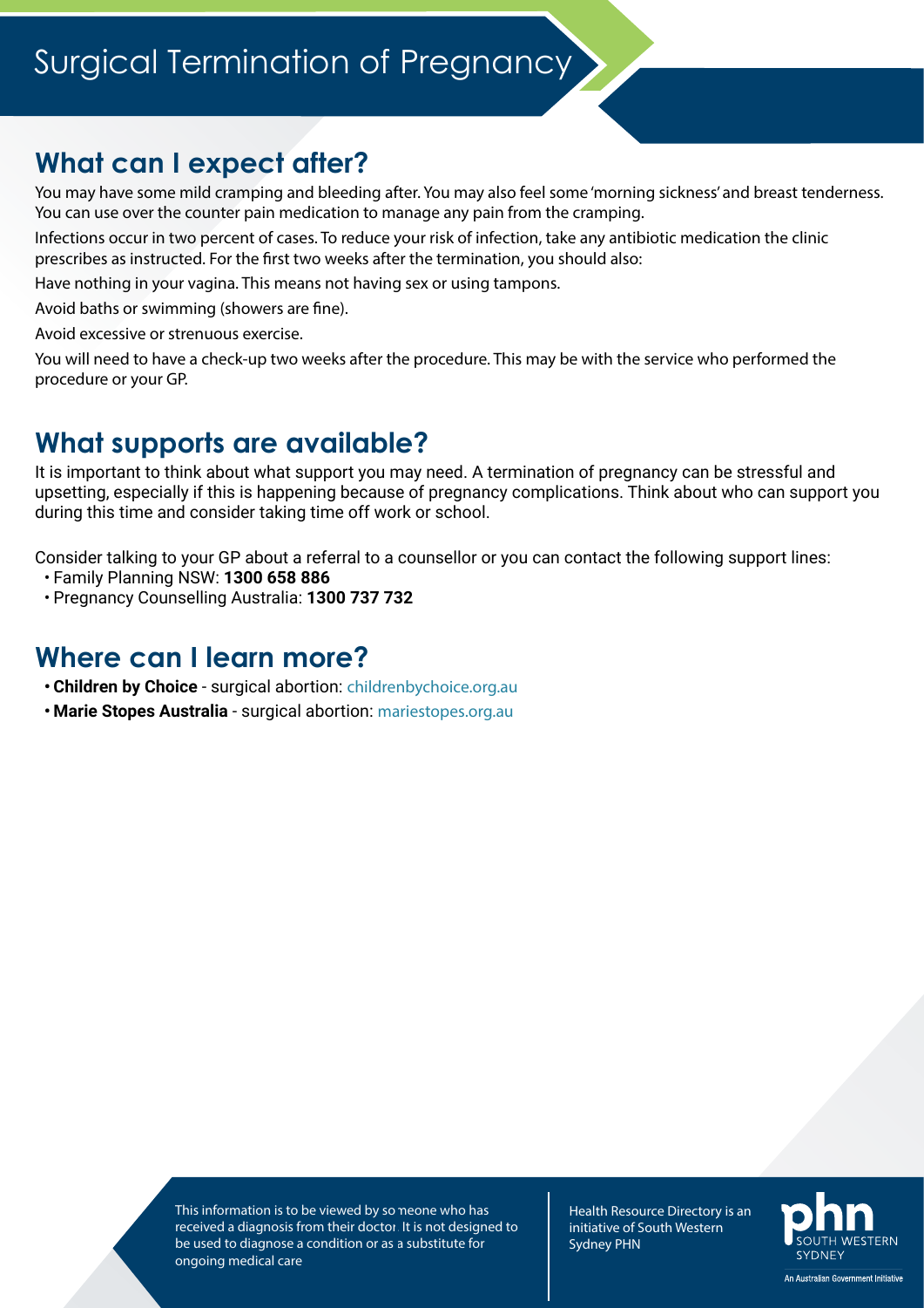# Surgical Termination of Pregnancy

## What can I expect after?

You may have some mild cramping and bleeding after. You may also feel some 'morning sickness' and breast tenderness. You can use over the counter pain medication to manage any pain from the cramping.

Infections occur in two percent of cases. To reduce your risk of infection, take any antibiotic medication the clinic prescribes as instructed. For the first two weeks after the termination, you should also:

Have nothing in your vagina. This means not having sex or using tampons.

Avoid baths or swimming (showers are fine).

Avoid excessive or strenuous exercise.

You will need to have a check-up two weeks after the procedure. This may be with the service who performed the procedure or your GP.

## What supports are available?

It is important to think about what support you may need. A termination of pregnancy can be stressful and upsetting, especially if this is happening because of pregnancy complications. Think about who can support you during this time and consider taking time off work or school.

Consider talking to your GP about a referral to a counsellor or you can contact the following support lines:

- Family Planning NSW: **1300 658 886**
- Pregnancy Counselling Australia: **1300 737 732**

## Where can I learn more?

- **Children by Choice** - surgical abortion: childrenbychoice.org.au
- **Marie Stopes Australia** - surgical abortion: mariestopes.org.au

This information is to be viewed by someone who has received a diagnosis from their doctor. It is not designed to be used to diagnose a condition or as a substitute for ongoing medical care

Health Resource Directory is an initiative of South Western Sydney PHN

phn SOUTH WESTERN SYDNEY

An Australian Government Initiative